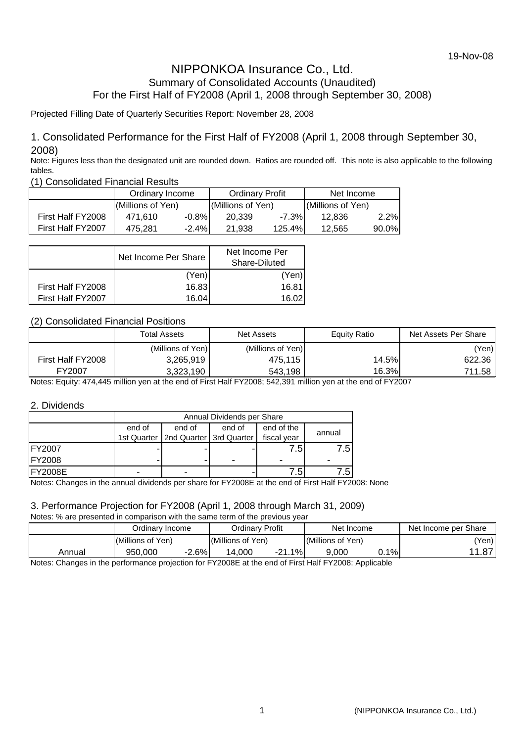19-Nov-08

# NIPPONKOA Insurance Co., Ltd.

## Summary of Consolidated Accounts (Unaudited)

## For the First Half of FY2008 (April 1, 2008 through September 30, 2008)

Projected Filling Date of Quarterly Securities Report: November 28, 2008

### 1. Consolidated Performance for the First Half of FY2008 (April 1, 2008 through September 30, 2008)

Note: Figures less than the designated unit are rounded down. Ratios are rounded off. This note is also applicable to the following tables.

#### (1) Consolidated Financial Results

| | Ordinary Income | | Ordinary Profit | | Net Income | |
|---|---|---|---|---|---|---|
| | (Millions of Yen) | | (Millions of Yen) | | (Millions of Yen) | |
| First Half FY2008 | 471,610 | -0.8% | 20,339 | -7.3% | 12,836 | 2.2% |
| First Half FY2007 | 475,281 | -2.4% | 21,938 | 125.4% | 12,565 | 90.0% |

| | Net Income Per Share | Net Income Per Share-Diluted |
|---|---|---|
| | (Yen) | (Yen) |
| First Half FY2008 | 16.83 | 16.81 |
| First Half FY2007 | 16.04 | 16.02 |

#### (2) Consolidated Financial Positions

| | Total Assets | Net Assets | Equity Ratio | Net Assets Per Share |
|---|---|---|---|---|
| | (Millions of Yen) | (Millions of Yen) | | (Yen) |
| First Half FY2008 | 3,265,919 | 475,115 | 14.5% | 622.36 |
| FY2007 | 3,323,190 | 543,198 | 16.3% | 711.58 |

Notes: Equity: 474,445 million yen at the end of First Half FY2008; 542,391 million yen at the end of FY2007

### 2. Dividends

| | Annual Dividends per Share | | | | |
|---|---|---|---|---|---|
| | end of 1st Quarter | end of 2nd Quarter | end of 3rd Quarter | end of the fiscal year | annual |
| FY2007 | - | - | - | 7.5 | 7.5 |
| FY2008 | - | - | - | - | - |
| FY2008E | - | - | - | 7.5 | 7.5 |

Notes: Changes in the annual dividends per share for FY2008E at the end of First Half FY2008: None

### 3. Performance Projection for FY2008 (April 1, 2008 through March 31, 2009)

Notes: % are presented in comparison with the same term of the previous year

| | Ordinary Income | | Ordinary Profit | | Net Income | | Net Income per Share |
|---|---|---|---|---|---|---|---|
| | (Millions of Yen) | | (Millions of Yen) | | (Millions of Yen) | | (Yen) |
| Annual | 950,000 | -2.6% | 14,000 | -21.1% | 9,000 | 0.1% | 11.87 |

Notes: Changes in the performance projection for FY2008E at the end of First Half FY2008: Applicable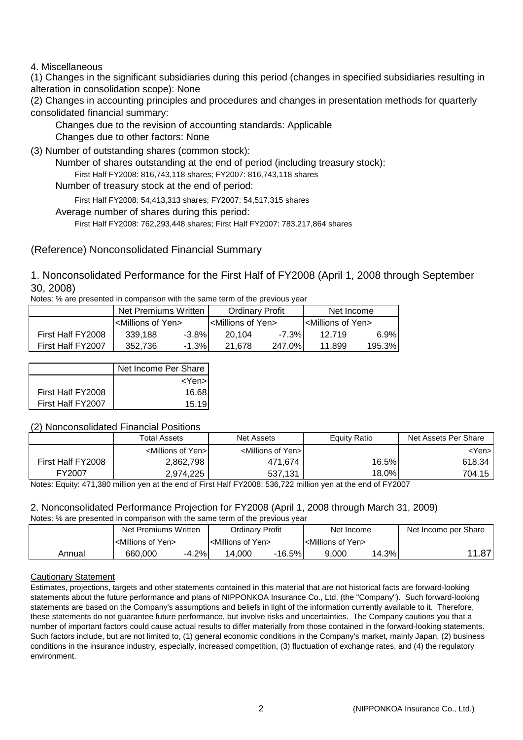4. Miscellaneous

(1) Changes in the significant subsidiaries during this period (changes in specified subsidiaries resulting in alteration in consolidation scope): None

(2) Changes in accounting principles and procedures and changes in presentation methods for quarterly consolidated financial summary:

Changes due to the revision of accounting standards: Applicable

Changes due to other factors: None

(3) Number of outstanding shares (common stock):

Number of shares outstanding at the end of period (including treasury stock):

First Half FY2008: 816,743,118 shares; FY2007: 816,743,118 shares

Number of treasury stock at the end of period:

First Half FY2008: 54,413,313 shares; FY2007: 54,517,315 shares

Average number of shares during this period:

First Half FY2008: 762,293,448 shares; First Half FY2007: 783,217,864 shares

## (Reference) Nonconsolidated Financial Summary

### 1. Nonconsolidated Performance for the First Half of FY2008 (April 1, 2008 through September 30, 2008)

Notes: % are presented in comparison with the same term of the previous year

| | Net Premiums Written | | Ordinary Profit | | Net Income | |
|---|---|---|---|---|---|---|
| | <Millions of Yen> | | <Millions of Yen> | | <Millions of Yen> | |
| First Half FY2008 | 339,188 | -3.8% | 20,104 | -7.3% | 12,719 | 6.9% |
| First Half FY2007 | 352,736 | -1.3% | 21,678 | 247.0% | 11,899 | 195.3% |

| | Net Income Per Share |
|---|---|
| | <Yen> |
| First Half FY2008 | 16.68 |
| First Half FY2007 | 15.19 |

(2) Nonconsolidated Financial Positions

| | Total Assets | Net Assets | Equity Ratio | Net Assets Per Share |
|---|---|---|---|---|
| | <Millions of Yen> | <Millions of Yen> | | <Yen> |
| First Half FY2008 | 2,862,798 | 471,674 | 16.5% | 618.34 |
| FY2007 | 2,974,225 | 537,131 | 18.0% | 704.15 |

Notes: Equity: 471,380 million yen at the end of First Half FY2008; 536,722 million yen at the end of FY2007

### 2. Nonconsolidated Performance Projection for FY2008 (April 1, 2008 through March 31, 2009)

Notes: % are presented in comparison with the same term of the previous year

| | Net Premiums Written | | Ordinary Profit | | Net Income | | Net Income per Share |
|---|---|---|---|---|---|---|---|
| | <Millions of Yen> | | <Millions of Yen> | | <Millions of Yen> | | |
| Annual | 660,000 | -4.2% | 14,000 | -16.5% | 9,000 | 14.3% | 11.87 |

Cautionary Statement

Estimates, projections, targets and other statements contained in this material that are not historical facts are forward-looking statements about the future performance and plans of NIPPONKOA Insurance Co., Ltd. (the "Company"). Such forward-looking statements are based on the Company's assumptions and beliefs in light of the information currently available to it. Therefore, these statements do not guarantee future performance, but involve risks and uncertainties. The Company cautions you that a number of important factors could cause actual results to differ materially from those contained in the forward-looking statements. Such factors include, but are not limited to, (1) general economic conditions in the Company's market, mainly Japan, (2) business conditions in the insurance industry, especially, increased competition, (3) fluctuation of exchange rates, and (4) the regulatory environment.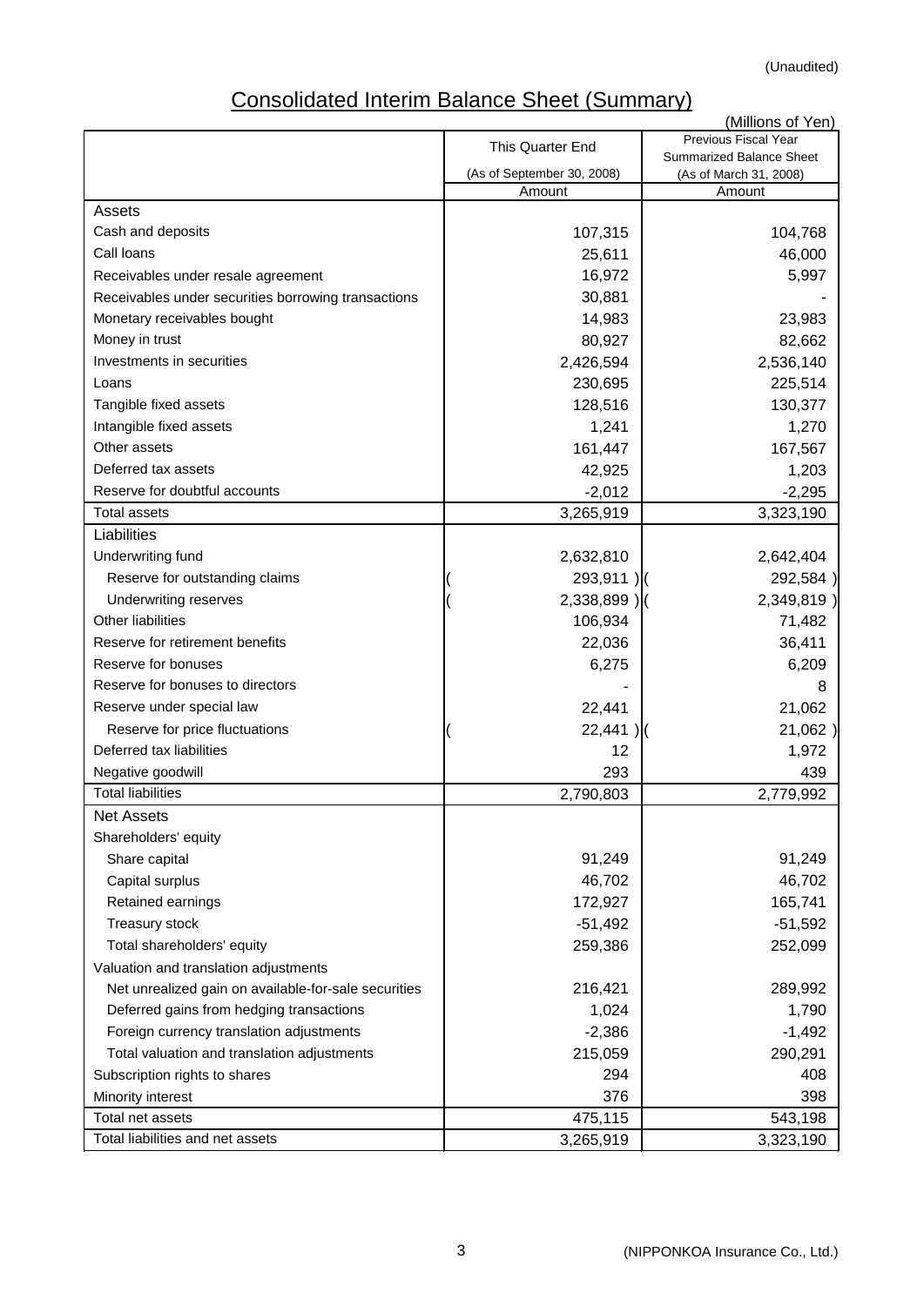(Unaudited)

# Consolidated Interim Balance Sheet (Summary)

(Millions of Yen)

| | This Quarter End (As of September 30, 2008) | Previous Fiscal Year Summarized Balance Sheet (As of March 31, 2008) |
|---|---|---|
| | Amount | Amount |
| **Assets** | | |
| Cash and deposits | 107,315 | 104,768 |
| Call loans | 25,611 | 46,000 |
| Receivables under resale agreement | 16,972 | 5,997 |
| Receivables under securities borrowing transactions | 30,881 | - |
| Monetary receivables bought | 14,983 | 23,983 |
| Money in trust | 80,927 | 82,662 |
| Investments in securities | 2,426,594 | 2,536,140 |
| Loans | 230,695 | 225,514 |
| Tangible fixed assets | 128,516 | 130,377 |
| Intangible fixed assets | 1,241 | 1,270 |
| Other assets | 161,447 | 167,567 |
| Deferred tax assets | 42,925 | 1,203 |
| Reserve for doubtful accounts | -2,012 | -2,295 |
| Total assets | 3,265,919 | 3,323,190 |
| **Liabilities** | | |
| Underwriting fund | 2,632,810 | 2,642,404 |
| Reserve for outstanding claims | ( 293,911 ) | ( 292,584 ) |
| Underwriting reserves | ( 2,338,899 ) | ( 2,349,819 ) |
| Other liabilities | 106,934 | 71,482 |
| Reserve for retirement benefits | 22,036 | 36,411 |
| Reserve for bonuses | 6,275 | 6,209 |
| Reserve for bonuses to directors | - | 8 |
| Reserve under special law | 22,441 | 21,062 |
| Reserve for price fluctuations | ( 22,441 ) | ( 21,062 ) |
| Deferred tax liabilities | 12 | 1,972 |
| Negative goodwill | 293 | 439 |
| Total liabilities | 2,790,803 | 2,779,992 |
| **Net Assets** | | |
| Shareholders' equity | | |
| Share capital | 91,249 | 91,249 |
| Capital surplus | 46,702 | 46,702 |
| Retained earnings | 172,927 | 165,741 |
| Treasury stock | -51,492 | -51,592 |
| Total shareholders' equity | 259,386 | 252,099 |
| Valuation and translation adjustments | | |
| Net unrealized gain on available-for-sale securities | 216,421 | 289,992 |
| Deferred gains from hedging transactions | 1,024 | 1,790 |
| Foreign currency translation adjustments | -2,386 | -1,492 |
| Total valuation and translation adjustments | 215,059 | 290,291 |
| Subscription rights to shares | 294 | 408 |
| Minority interest | 376 | 398 |
| Total net assets | 475,115 | 543,198 |
| Total liabilities and net assets | 3,265,919 | 3,323,190 |

(NIPPONKOA Insurance Co., Ltd.)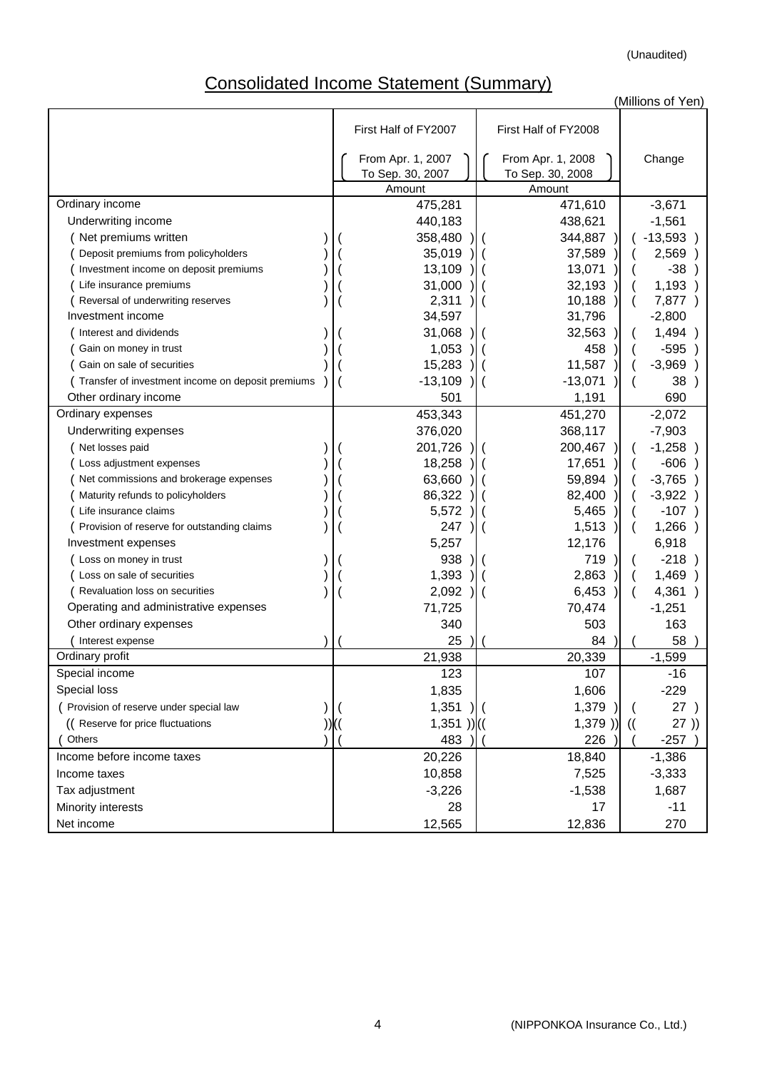(Unaudited)

# Consolidated Income Statement (Summary)

(Millions of Yen)

| | First Half of FY2007<br>From Apr. 1, 2007<br>To Sep. 30, 2007<br>Amount | First Half of FY2008<br>From Apr. 1, 2008<br>To Sep. 30, 2008<br>Amount | Change |
|---|---|---|---|
| Ordinary income | 475,281 | 471,610 | -3,671 |
| Underwriting income | 440,183 | 438,621 | -1,561 |
| ( Net premiums written ) | ( 358,480 ) | ( 344,887 ) | ( -13,593 ) |
| ( Deposit premiums from policyholders ) | ( 35,019 ) | ( 37,589 ) | ( 2,569 ) |
| ( Investment income on deposit premiums ) | ( 13,109 ) | ( 13,071 ) | ( -38 ) |
| ( Life insurance premiums ) | ( 31,000 ) | ( 32,193 ) | ( 1,193 ) |
| ( Reversal of underwriting reserves ) | ( 2,311 ) | ( 10,188 ) | ( 7,877 ) |
| Investment income | 34,597 | 31,796 | -2,800 |
| ( Interest and dividends ) | ( 31,068 ) | ( 32,563 ) | ( 1,494 ) |
| ( Gain on money in trust ) | ( 1,053 ) | ( 458 ) | ( -595 ) |
| ( Gain on sale of securities ) | ( 15,283 ) | ( 11,587 ) | ( -3,969 ) |
| ( Transfer of investment income on deposit premiums ) | ( -13,109 ) | ( -13,071 ) | ( 38 ) |
| Other ordinary income | 501 | 1,191 | 690 |
| Ordinary expenses | 453,343 | 451,270 | -2,072 |
| Underwriting expenses | 376,020 | 368,117 | -7,903 |
| ( Net losses paid ) | ( 201,726 ) | ( 200,467 ) | ( -1,258 ) |
| ( Loss adjustment expenses ) | ( 18,258 ) | ( 17,651 ) | ( -606 ) |
| ( Net commissions and brokerage expenses ) | ( 63,660 ) | ( 59,894 ) | ( -3,765 ) |
| ( Maturity refunds to policyholders ) | ( 86,322 ) | ( 82,400 ) | ( -3,922 ) |
| ( Life insurance claims ) | ( 5,572 ) | ( 5,465 ) | ( -107 ) |
| ( Provision of reserve for outstanding claims ) | ( 247 ) | ( 1,513 ) | ( 1,266 ) |
| Investment expenses | 5,257 | 12,176 | 6,918 |
| ( Loss on money in trust ) | ( 938 ) | ( 719 ) | ( -218 ) |
| ( Loss on sale of securities ) | ( 1,393 ) | ( 2,863 ) | ( 1,469 ) |
| ( Revaluation loss on securities ) | ( 2,092 ) | ( 6,453 ) | ( 4,361 ) |
| Operating and administrative expenses | 71,725 | 70,474 | -1,251 |
| Other ordinary expenses | 340 | 503 | 163 |
| ( Interest expense ) | ( 25 ) | ( 84 ) | ( 58 ) |
| Ordinary profit | 21,938 | 20,339 | -1,599 |
| Special income | 123 | 107 | -16 |
| Special loss | 1,835 | 1,606 | -229 |
| ( Provision of reserve under special law ) | ( 1,351 ) | ( 1,379 ) | ( 27 ) |
| (( Reserve for price fluctuations )) | (( 1,351 )) | (( 1,379 )) | (( 27 )) |
| ( Others ) | ( 483 ) | ( 226 ) | ( -257 ) |
| Income before income taxes | 20,226 | 18,840 | -1,386 |
| Income taxes | 10,858 | 7,525 | -3,333 |
| Tax adjustment | -3,226 | -1,538 | 1,687 |
| Minority interests | 28 | 17 | -11 |
| Net income | 12,565 | 12,836 | 270 |

(NIPPONKOA Insurance Co., Ltd.)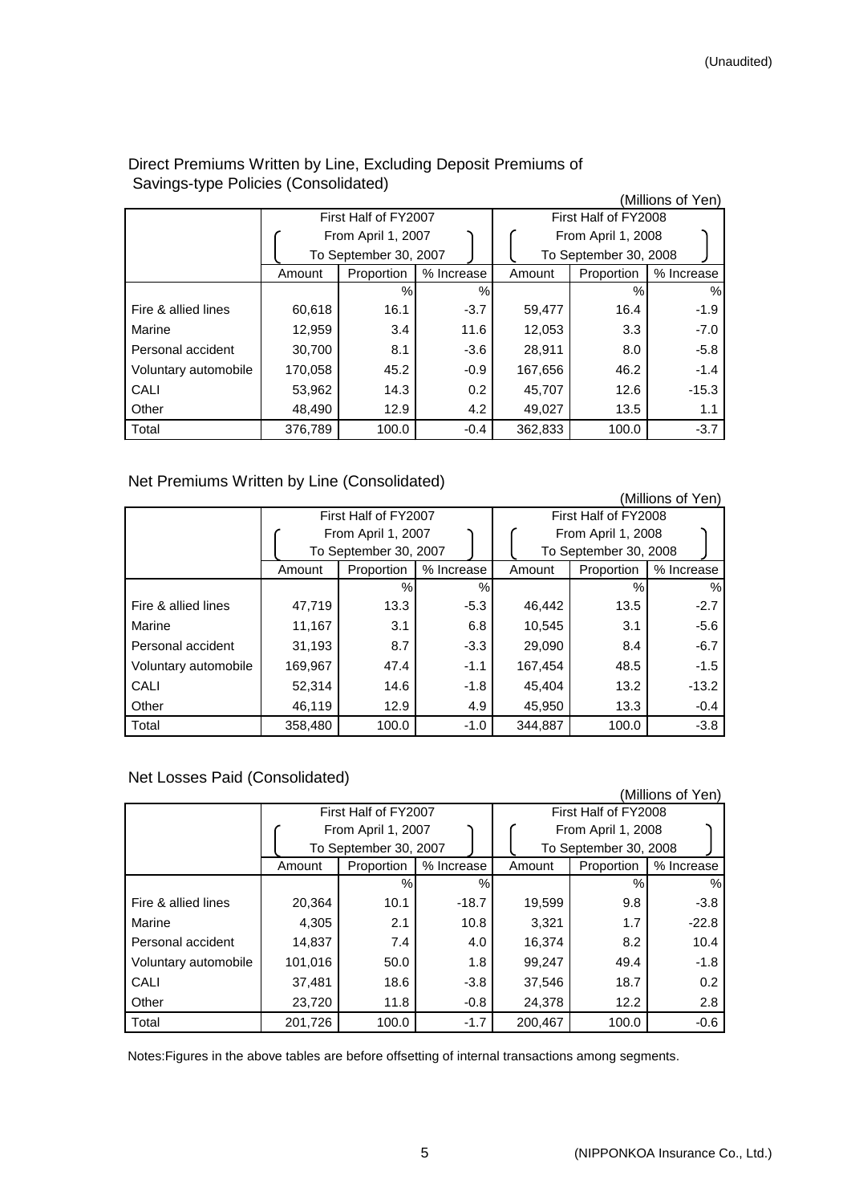(Unaudited)

## Direct Premiums Written by Line, Excluding Deposit Premiums of Savings-type Policies (Consolidated)

(Millions of Yen)

| | First Half of FY2007 (From April 1, 2007 To September 30, 2007) | | | First Half of FY2008 (From April 1, 2008 To September 30, 2008) | | |
|---|---|---|---|---|---|---|
| | Amount | Proportion | % Increase | Amount | Proportion | % Increase |
| | | % | % | | % | % |
| Fire & allied lines | 60,618 | 16.1 | -3.7 | 59,477 | 16.4 | -1.9 |
| Marine | 12,959 | 3.4 | 11.6 | 12,053 | 3.3 | -7.0 |
| Personal accident | 30,700 | 8.1 | -3.6 | 28,911 | 8.0 | -5.8 |
| Voluntary automobile | 170,058 | 45.2 | -0.9 | 167,656 | 46.2 | -1.4 |
| CALI | 53,962 | 14.3 | 0.2 | 45,707 | 12.6 | -15.3 |
| Other | 48,490 | 12.9 | 4.2 | 49,027 | 13.5 | 1.1 |
| Total | 376,789 | 100.0 | -0.4 | 362,833 | 100.0 | -3.7 |

## Net Premiums Written by Line (Consolidated)

(Millions of Yen)

| | First Half of FY2007 (From April 1, 2007 To September 30, 2007) | | | First Half of FY2008 (From April 1, 2008 To September 30, 2008) | | |
|---|---|---|---|---|---|---|
| | Amount | Proportion | % Increase | Amount | Proportion | % Increase |
| | | % | % | | % | % |
| Fire & allied lines | 47,719 | 13.3 | -5.3 | 46,442 | 13.5 | -2.7 |
| Marine | 11,167 | 3.1 | 6.8 | 10,545 | 3.1 | -5.6 |
| Personal accident | 31,193 | 8.7 | -3.3 | 29,090 | 8.4 | -6.7 |
| Voluntary automobile | 169,967 | 47.4 | -1.1 | 167,454 | 48.5 | -1.5 |
| CALI | 52,314 | 14.6 | -1.8 | 45,404 | 13.2 | -13.2 |
| Other | 46,119 | 12.9 | 4.9 | 45,950 | 13.3 | -0.4 |
| Total | 358,480 | 100.0 | -1.0 | 344,887 | 100.0 | -3.8 |

## Net Losses Paid (Consolidated)

(Millions of Yen)

| | First Half of FY2007 (From April 1, 2007 To September 30, 2007) | | | First Half of FY2008 (From April 1, 2008 To September 30, 2008) | | |
|---|---|---|---|---|---|---|
| | Amount | Proportion | % Increase | Amount | Proportion | % Increase |
| | | % | % | | % | % |
| Fire & allied lines | 20,364 | 10.1 | -18.7 | 19,599 | 9.8 | -3.8 |
| Marine | 4,305 | 2.1 | 10.8 | 3,321 | 1.7 | -22.8 |
| Personal accident | 14,837 | 7.4 | 4.0 | 16,374 | 8.2 | 10.4 |
| Voluntary automobile | 101,016 | 50.0 | 1.8 | 99,247 | 49.4 | -1.8 |
| CALI | 37,481 | 18.6 | -3.8 | 37,546 | 18.7 | 0.2 |
| Other | 23,720 | 11.8 | -0.8 | 24,378 | 12.2 | 2.8 |
| Total | 201,726 | 100.0 | -1.7 | 200,467 | 100.0 | -0.6 |

Notes:Figures in the above tables are before offsetting of internal transactions among segments.

(NIPPONKOA Insurance Co., Ltd.)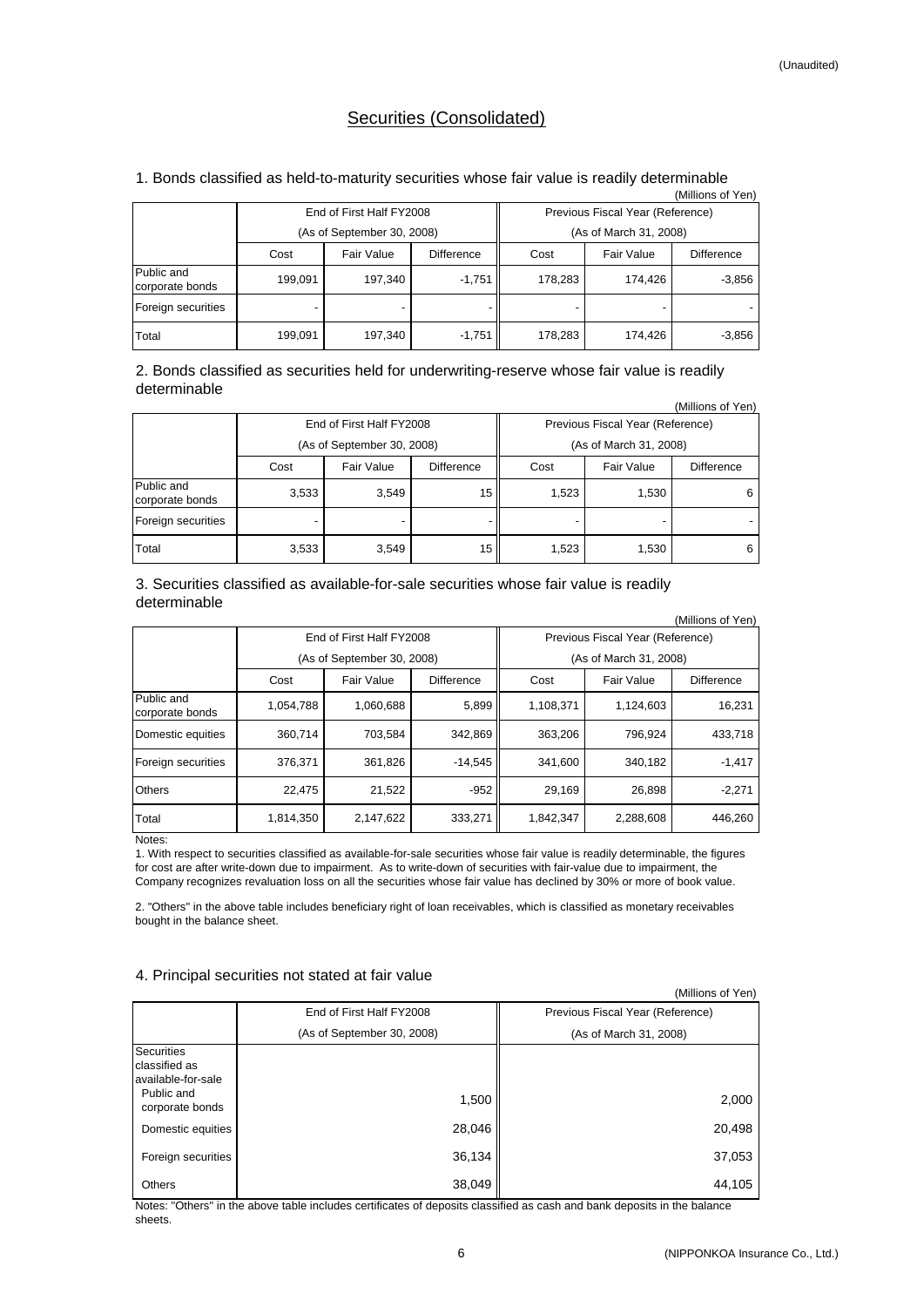(Unaudited)

# Securities (Consolidated)

## 1. Bonds classified as held-to-maturity securities whose fair value is readily determinable

(Millions of Yen)

| | End of First Half FY2008 (As of September 30, 2008) | | | Previous Fiscal Year (Reference) (As of March 31, 2008) | | |
|---|---|---|---|---|---|---|
| | Cost | Fair Value | Difference | Cost | Fair Value | Difference |
| Public and corporate bonds | 199,091 | 197,340 | -1,751 | 178,283 | 174,426 | -3,856 |
| Foreign securities | - | - | - | - | - | - |
| Total | 199,091 | 197,340 | -1,751 | 178,283 | 174,426 | -3,856 |

## 2. Bonds classified as securities held for underwriting-reserve whose fair value is readily determinable

(Millions of Yen)

| | End of First Half FY2008 (As of September 30, 2008) | | | Previous Fiscal Year (Reference) (As of March 31, 2008) | | |
|---|---|---|---|---|---|---|
| | Cost | Fair Value | Difference | Cost | Fair Value | Difference |
| Public and corporate bonds | 3,533 | 3,549 | 15 | 1,523 | 1,530 | 6 |
| Foreign securities | - | - | - | - | - | - |
| Total | 3,533 | 3,549 | 15 | 1,523 | 1,530 | 6 |

## 3. Securities classified as available-for-sale securities whose fair value is readily determinable

(Millions of Yen)

| | End of First Half FY2008 (As of September 30, 2008) | | | Previous Fiscal Year (Reference) (As of March 31, 2008) | | |
|---|---|---|---|---|---|---|
| | Cost | Fair Value | Difference | Cost | Fair Value | Difference |
| Public and corporate bonds | 1,054,788 | 1,060,688 | 5,899 | 1,108,371 | 1,124,603 | 16,231 |
| Domestic equities | 360,714 | 703,584 | 342,869 | 363,206 | 796,924 | 433,718 |
| Foreign securities | 376,371 | 361,826 | -14,545 | 341,600 | 340,182 | -1,417 |
| Others | 22,475 | 21,522 | -952 | 29,169 | 26,898 | -2,271 |
| Total | 1,814,350 | 2,147,622 | 333,271 | 1,842,347 | 2,288,608 | 446,260 |

Notes:

1. With respect to securities classified as available-for-sale securities whose fair value is readily determinable, the figures for cost are after write-down due to impairment. As to write-down of securities with fair-value due to impairment, the Company recognizes revaluation loss on all the securities whose fair value has declined by 30% or more of book value.

2. "Others" in the above table includes beneficiary right of loan receivables, which is classified as monetary receivables bought in the balance sheet.

## 4. Principal securities not stated at fair value

(Millions of Yen)

| | End of First Half FY2008 (As of September 30, 2008) | Previous Fiscal Year (Reference) (As of March 31, 2008) |
|---|---|---|
| Securities classified as available-for-sale | | |
| Public and corporate bonds | 1,500 | 2,000 |
| Domestic equities | 28,046 | 20,498 |
| Foreign securities | 36,134 | 37,053 |
| Others | 38,049 | 44,105 |

Notes: "Others" in the above table includes certificates of deposits classified as cash and bank deposits in the balance sheets.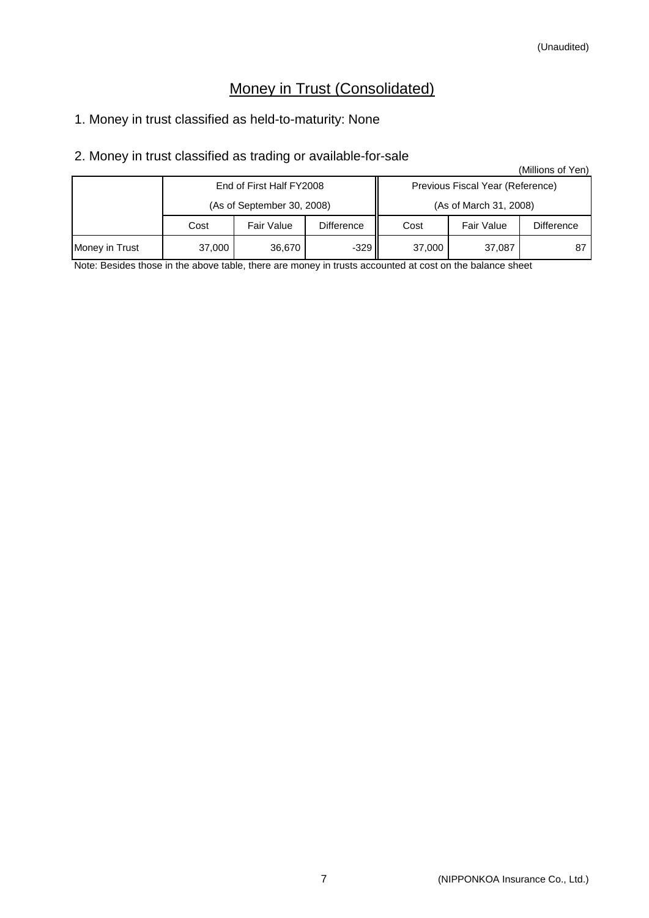(Unaudited)

# Money in Trust (Consolidated)

1. Money in trust classified as held-to-maturity: None

2. Money in trust classified as trading or available-for-sale

(Millions of Yen)

| | End of First Half FY2008 (As of September 30, 2008) | | | Previous Fiscal Year (Reference) (As of March 31, 2008) | | |
|---|---|---|---|---|---|---|
| | Cost | Fair Value | Difference | Cost | Fair Value | Difference |
| Money in Trust | 37,000 | 36,670 | -329 | 37,000 | 37,087 | 87 |

Note: Besides those in the above table, there are money in trusts accounted at cost on the balance sheet

(NIPPONKOA Insurance Co., Ltd.)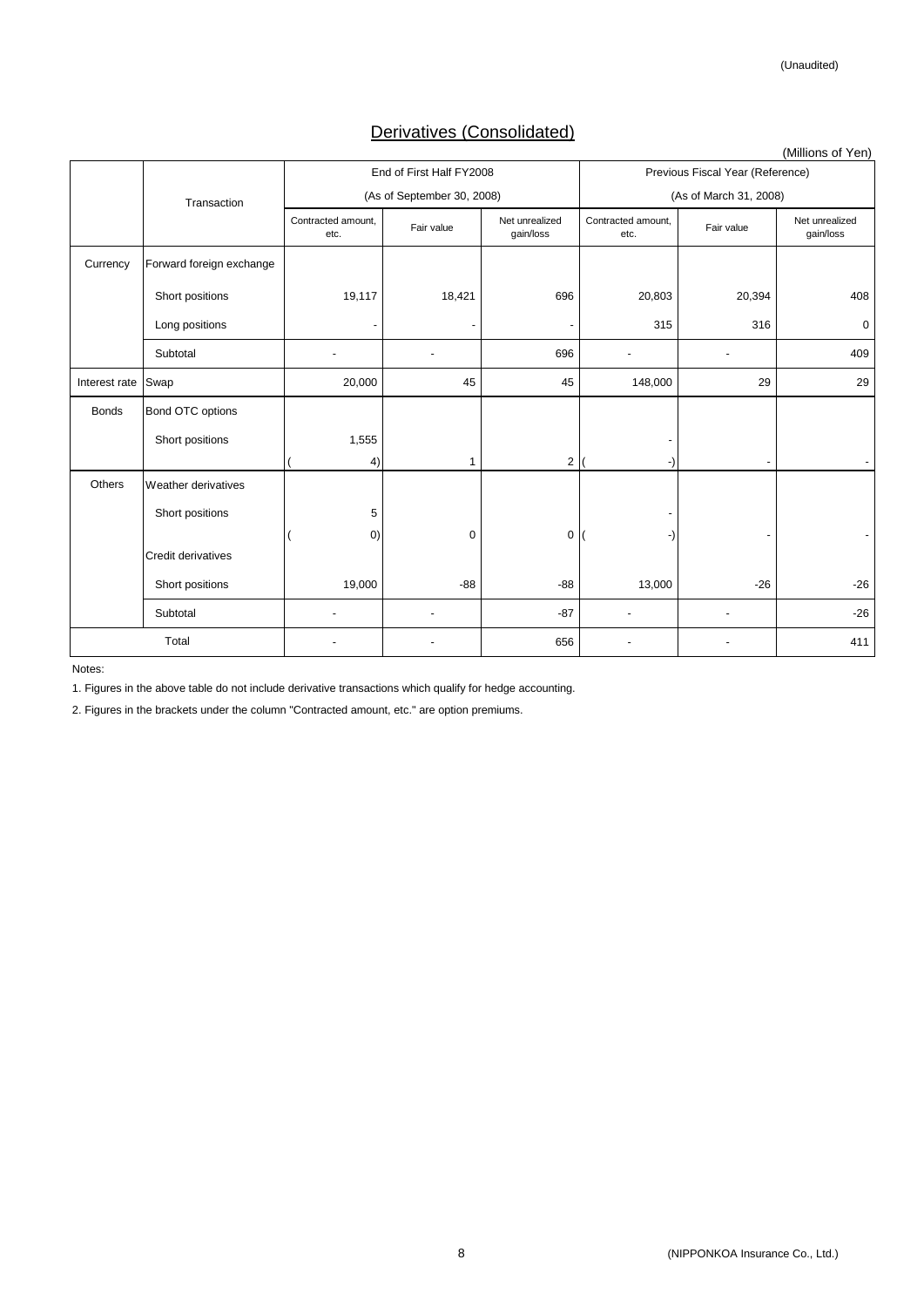(Unaudited)

## Derivatives (Consolidated)

(Millions of Yen)

| | Transaction | End of First Half FY2008 (As of September 30, 2008) | | | Previous Fiscal Year (Reference) (As of March 31, 2008) | | |
|---|---|---|---|---|---|---|---|
| | | Contracted amount, etc. | Fair value | Net unrealized gain/loss | Contracted amount, etc. | Fair value | Net unrealized gain/loss |
| Currency | Forward foreign exchange | | | | | | |
| | Short positions | 19,117 | 18,421 | 696 | 20,803 | 20,394 | 408 |
| | Long positions | - | - | - | 315 | 316 | 0 |
| | Subtotal | - | - | 696 | - | - | 409 |
| Interest rate | Swap | 20,000 | 45 | 45 | 148,000 | 29 | 29 |
| Bonds | Bond OTC options | | | | | | |
| | Short positions | 1,555 ( 4) | 1 | 2 | - ( -) | - | - |
| Others | Weather derivatives | | | | | | |
| | Short positions | 5 ( 0) | 0 | 0 | - ( -) | - | - |
| | Credit derivatives | | | | | | |
| | Short positions | 19,000 | -88 | -88 | 13,000 | -26 | -26 |
| | Subtotal | - | - | -87 | - | - | -26 |
| Total | | - | - | 656 | - | - | 411 |

Notes:

1. Figures in the above table do not include derivative transactions which qualify for hedge accounting.

2. Figures in the brackets under the column "Contracted amount, etc." are option premiums.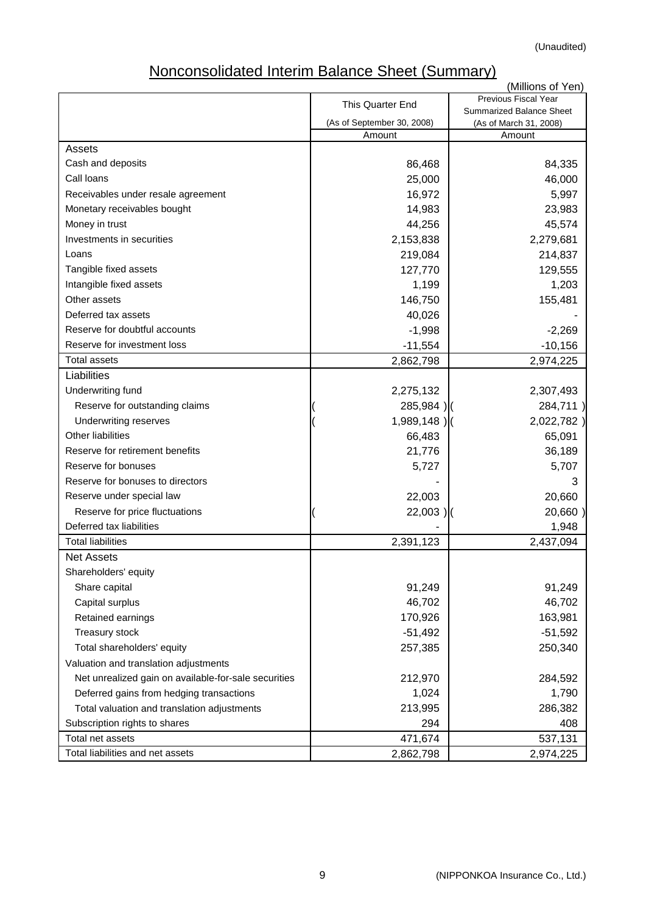(Unaudited)

# Nonconsolidated Interim Balance Sheet (Summary)

(Millions of Yen)

| | This Quarter End (As of September 30, 2008) | Previous Fiscal Year Summarized Balance Sheet (As of March 31, 2008) |
|---|---|---|
| | Amount | Amount |
| **Assets** | | |
| Cash and deposits | 86,468 | 84,335 |
| Call loans | 25,000 | 46,000 |
| Receivables under resale agreement | 16,972 | 5,997 |
| Monetary receivables bought | 14,983 | 23,983 |
| Money in trust | 44,256 | 45,574 |
| Investments in securities | 2,153,838 | 2,279,681 |
| Loans | 219,084 | 214,837 |
| Tangible fixed assets | 127,770 | 129,555 |
| Intangible fixed assets | 1,199 | 1,203 |
| Other assets | 146,750 | 155,481 |
| Deferred tax assets | 40,026 | - |
| Reserve for doubtful accounts | -1,998 | -2,269 |
| Reserve for investment loss | -11,554 | -10,156 |
| Total assets | 2,862,798 | 2,974,225 |
| **Liabilities** | | |
| Underwriting fund | 2,275,132 | 2,307,493 |
| Reserve for outstanding claims | ( 285,984 ) | ( 284,711 ) |
| Underwriting reserves | ( 1,989,148 ) | ( 2,022,782 ) |
| Other liabilities | 66,483 | 65,091 |
| Reserve for retirement benefits | 21,776 | 36,189 |
| Reserve for bonuses | 5,727 | 5,707 |
| Reserve for bonuses to directors | - | 3 |
| Reserve under special law | 22,003 | 20,660 |
| Reserve for price fluctuations | ( 22,003 ) | ( 20,660 ) |
| Deferred tax liabilities | - | 1,948 |
| Total liabilities | 2,391,123 | 2,437,094 |
| **Net Assets** | | |
| Shareholders' equity | | |
| Share capital | 91,249 | 91,249 |
| Capital surplus | 46,702 | 46,702 |
| Retained earnings | 170,926 | 163,981 |
| Treasury stock | -51,492 | -51,592 |
| Total shareholders' equity | 257,385 | 250,340 |
| Valuation and translation adjustments | | |
| Net unrealized gain on available-for-sale securities | 212,970 | 284,592 |
| Deferred gains from hedging transactions | 1,024 | 1,790 |
| Total valuation and translation adjustments | 213,995 | 286,382 |
| Subscription rights to shares | 294 | 408 |
| Total net assets | 471,674 | 537,131 |
| Total liabilities and net assets | 2,862,798 | 2,974,225 |

(NIPPONKOA Insurance Co., Ltd.)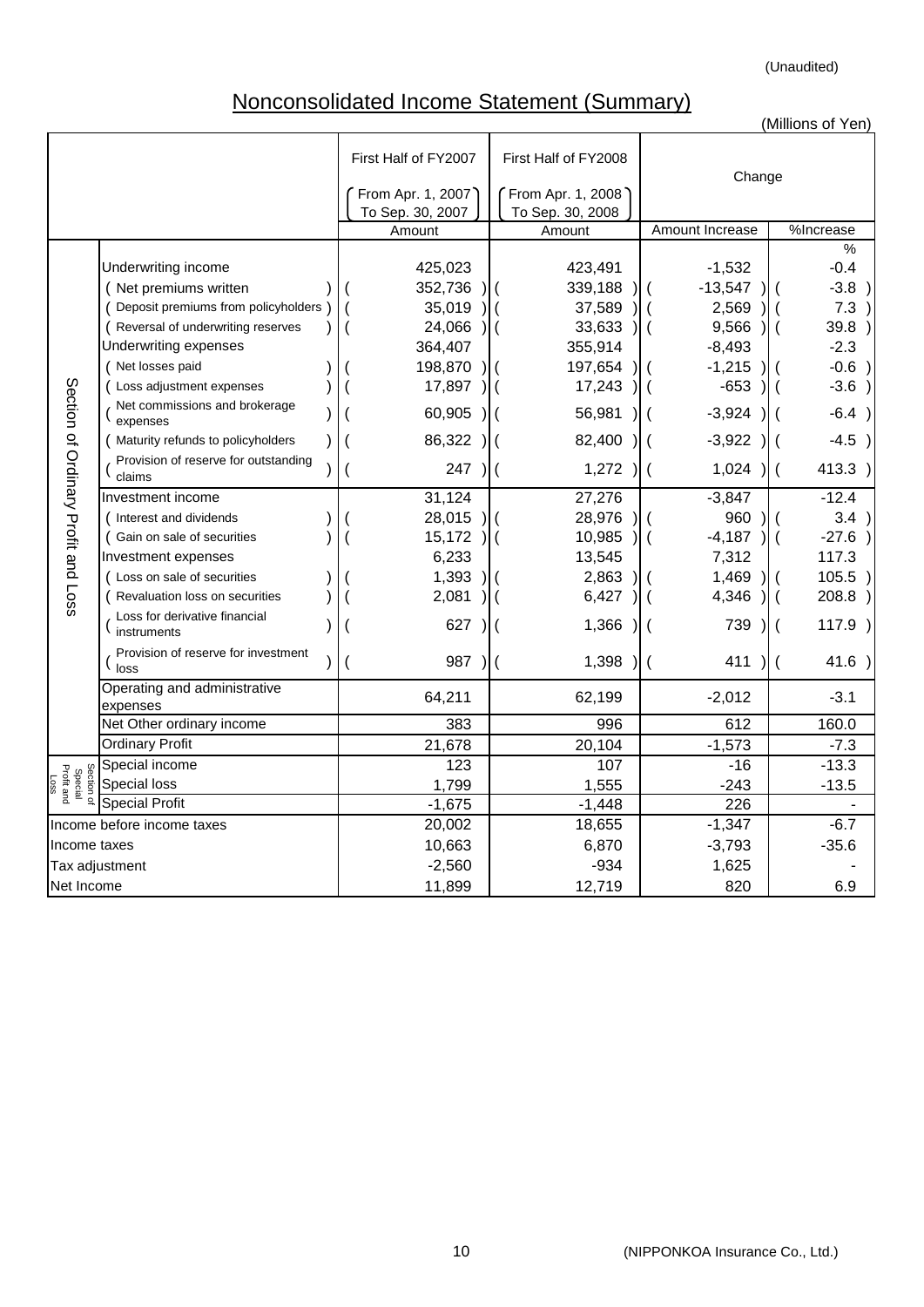(Unaudited)

# Nonconsolidated Income Statement (Summary)

(Millions of Yen)

| | | First Half of FY2007 (From Apr. 1, 2007 To Sep. 30, 2007) | First Half of FY2008 (From Apr. 1, 2008 To Sep. 30, 2008) | Change | |
|---|---|---|---|---|---|
| | | Amount | Amount | Amount Increase | %Increase |
| | | | | | % |
| Section of Ordinary Profit and Loss | Underwriting income | 425,023 | 423,491 | -1,532 | -0.4 |
| | (Net premiums written) | (352,736) | (339,188) | (-13,547) | (-3.8) |
| | (Deposit premiums from policyholders) | (35,019) | (37,589) | (2,569) | (7.3) |
| | (Reversal of underwriting reserves) | (24,066) | (33,633) | (9,566) | (39.8) |
| | Underwriting expenses | 364,407 | 355,914 | -8,493 | -2.3 |
| | (Net losses paid) | (198,870) | (197,654) | (-1,215) | (-0.6) |
| | (Loss adjustment expenses) | (17,897) | (17,243) | (-653) | (-3.6) |
| | (Net commissions and brokerage expenses) | (60,905) | (56,981) | (-3,924) | (-6.4) |
| | (Maturity refunds to policyholders) | (86,322) | (82,400) | (-3,922) | (-4.5) |
| | (Provision of reserve for outstanding claims) | (247) | (1,272) | (1,024) | (413.3) |
| | Investment income | 31,124 | 27,276 | -3,847 | -12.4 |
| | (Interest and dividends) | (28,015) | (28,976) | (960) | (3.4) |
| | (Gain on sale of securities) | (15,172) | (10,985) | (-4,187) | (-27.6) |
| | Investment expenses | 6,233 | 13,545 | 7,312 | 117.3 |
| | (Loss on sale of securities) | (1,393) | (2,863) | (1,469) | (105.5) |
| | (Revaluation loss on securities) | (2,081) | (6,427) | (4,346) | (208.8) |
| | (Loss for derivative financial instruments) | (627) | (1,366) | (739) | (117.9) |
| | (Provision of reserve for investment loss) | (987) | (1,398) | (411) | (41.6) |
| | Operating and administrative expenses | 64,211 | 62,199 | -2,012 | -3.1 |
| | Net Other ordinary income | 383 | 996 | 612 | 160.0 |
| | Ordinary Profit | 21,678 | 20,104 | -1,573 | -7.3 |
| Section of Special Profit and Loss | Special income | 123 | 107 | -16 | -13.3 |
| | Special loss | 1,799 | 1,555 | -243 | -13.5 |
| | Special Profit | -1,675 | -1,448 | 226 | - |
| Income before income taxes | | 20,002 | 18,655 | -1,347 | -6.7 |
| Income taxes | | 10,663 | 6,870 | -3,793 | -35.6 |
| Tax adjustment | | -2,560 | -934 | 1,625 | - |
| Net Income | | 11,899 | 12,719 | 820 | 6.9 |

(NIPPONKOA Insurance Co., Ltd.)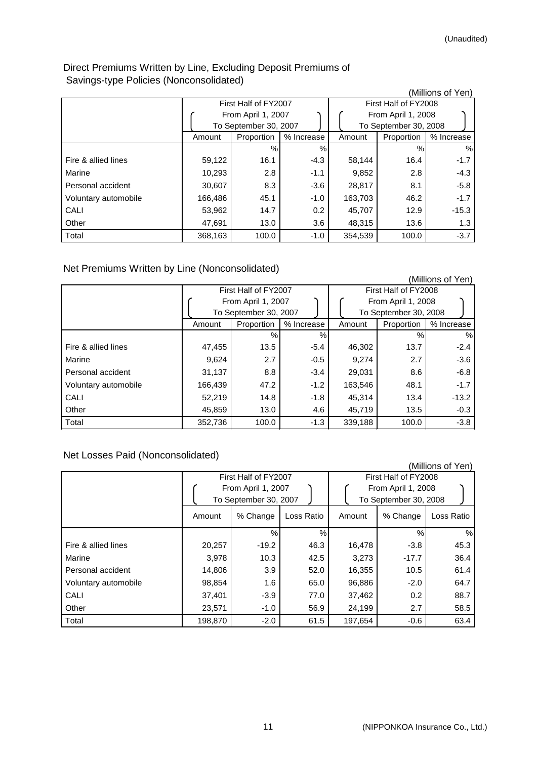(Unaudited)

## Direct Premiums Written by Line, Excluding Deposit Premiums of Savings-type Policies (Nonconsolidated)

(Millions of Yen)

| | First Half of FY2007 (From April 1, 2007 To September 30, 2007) | | | First Half of FY2008 (From April 1, 2008 To September 30, 2008) | | |
|---|---|---|---|---|---|---|
| | Amount | Proportion | % Increase | Amount | Proportion | % Increase |
| | | % | % | | % | % |
| Fire & allied lines | 59,122 | 16.1 | -4.3 | 58,144 | 16.4 | -1.7 |
| Marine | 10,293 | 2.8 | -1.1 | 9,852 | 2.8 | -4.3 |
| Personal accident | 30,607 | 8.3 | -3.6 | 28,817 | 8.1 | -5.8 |
| Voluntary automobile | 166,486 | 45.1 | -1.0 | 163,703 | 46.2 | -1.7 |
| CALI | 53,962 | 14.7 | 0.2 | 45,707 | 12.9 | -15.3 |
| Other | 47,691 | 13.0 | 3.6 | 48,315 | 13.6 | 1.3 |
| Total | 368,163 | 100.0 | -1.0 | 354,539 | 100.0 | -3.7 |

## Net Premiums Written by Line (Nonconsolidated)

(Millions of Yen)

| | First Half of FY2007 (From April 1, 2007 To September 30, 2007) | | | First Half of FY2008 (From April 1, 2008 To September 30, 2008) | | |
|---|---|---|---|---|---|---|
| | Amount | Proportion | % Increase | Amount | Proportion | % Increase |
| | | % | % | | % | % |
| Fire & allied lines | 47,455 | 13.5 | -5.4 | 46,302 | 13.7 | -2.4 |
| Marine | 9,624 | 2.7 | -0.5 | 9,274 | 2.7 | -3.6 |
| Personal accident | 31,137 | 8.8 | -3.4 | 29,031 | 8.6 | -6.8 |
| Voluntary automobile | 166,439 | 47.2 | -1.2 | 163,546 | 48.1 | -1.7 |
| CALI | 52,219 | 14.8 | -1.8 | 45,314 | 13.4 | -13.2 |
| Other | 45,859 | 13.0 | 4.6 | 45,719 | 13.5 | -0.3 |
| Total | 352,736 | 100.0 | -1.3 | 339,188 | 100.0 | -3.8 |

## Net Losses Paid (Nonconsolidated)

(Millions of Yen)

| | First Half of FY2007 (From April 1, 2007 To September 30, 2007) | | | First Half of FY2008 (From April 1, 2008 To September 30, 2008) | | |
|---|---|---|---|---|---|---|
| | Amount | % Change | Loss Ratio | Amount | % Change | Loss Ratio |
| | | % | % | | % | % |
| Fire & allied lines | 20,257 | -19.2 | 46.3 | 16,478 | -3.8 | 45.3 |
| Marine | 3,978 | 10.3 | 42.5 | 3,273 | -17.7 | 36.4 |
| Personal accident | 14,806 | 3.9 | 52.0 | 16,355 | 10.5 | 61.4 |
| Voluntary automobile | 98,854 | 1.6 | 65.0 | 96,886 | -2.0 | 64.7 |
| CALI | 37,401 | -3.9 | 77.0 | 37,462 | 0.2 | 88.7 |
| Other | 23,571 | -1.0 | 56.9 | 24,199 | 2.7 | 58.5 |
| Total | 198,870 | -2.0 | 61.5 | 197,654 | -0.6 | 63.4 |

(NIPPONKOA Insurance Co., Ltd.)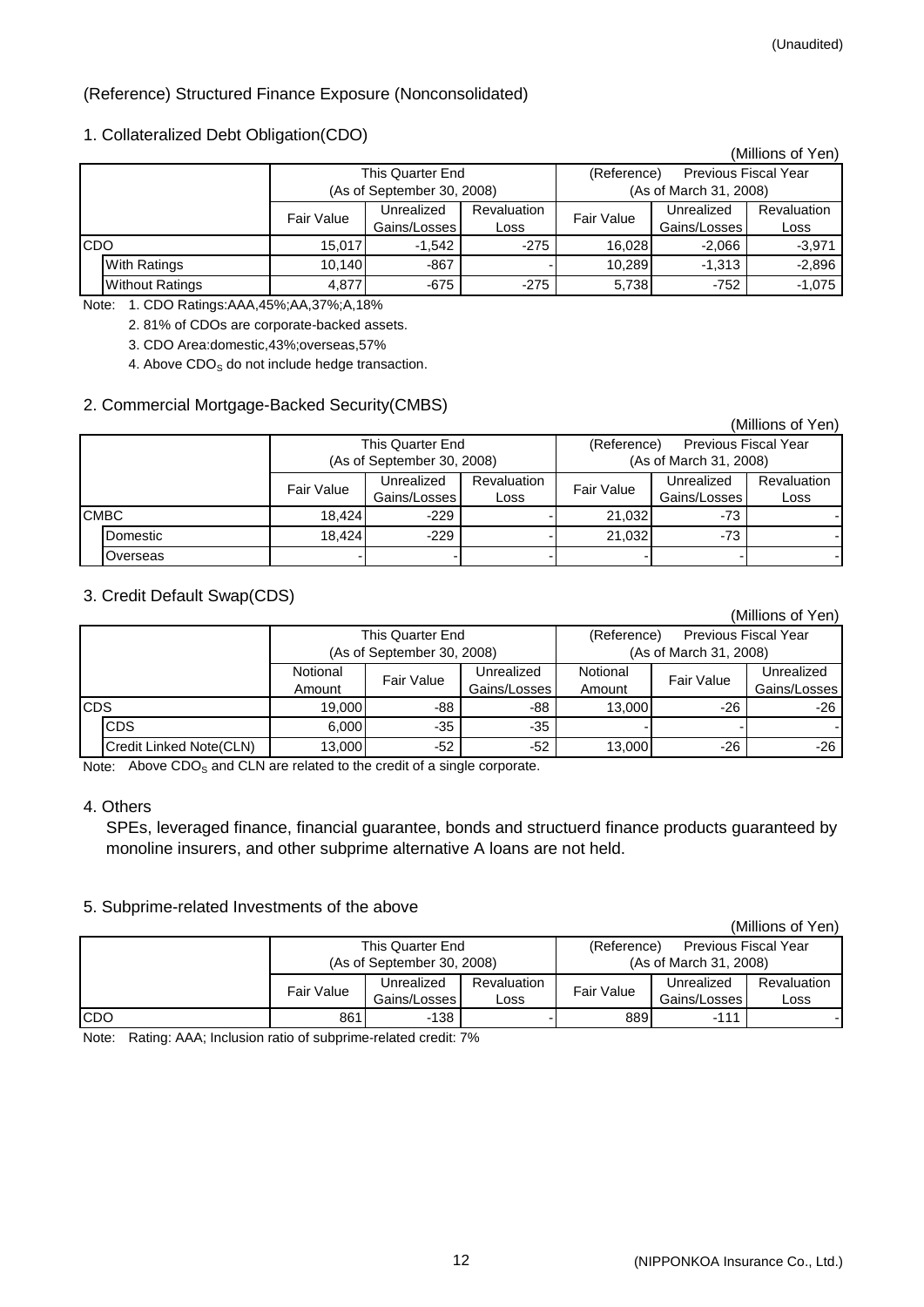(Unaudited)

## (Reference) Structured Finance Exposure (Nonconsolidated)

### 1. Collateralized Debt Obligation(CDO)

(Millions of Yen)

| | This Quarter End (As of September 30, 2008) | | | (Reference) Previous Fiscal Year (As of March 31, 2008) | | |
|---|---|---|---|---|---|---|
| | Fair Value | Unrealized Gains/Losses | Revaluation Loss | Fair Value | Unrealized Gains/Losses | Revaluation Loss |
| CDO | 15,017 | -1,542 | -275 | 16,028 | -2,066 | -3,971 |
| With Ratings | 10,140 | -867 | - | 10,289 | -1,313 | -2,896 |
| Without Ratings | 4,877 | -675 | -275 | 5,738 | -752 | -1,075 |

Note: 1. CDO Ratings:AAA,45%;AA,37%;A,18%

2. 81% of CDOs are corporate-backed assets.

3. CDO Area:domestic,43%;overseas,57%

4. Above $CDO_S$ do not include hedge transaction.

### 2. Commercial Mortgage-Backed Security(CMBS)

(Millions of Yen)

| | This Quarter End (As of September 30, 2008) | | | (Reference) Previous Fiscal Year (As of March 31, 2008) | | |
|---|---|---|---|---|---|---|
| | Fair Value | Unrealized Gains/Losses | Revaluation Loss | Fair Value | Unrealized Gains/Losses | Revaluation Loss |
| CMBC | 18,424 | -229 | - | 21,032 | -73 | - |
| Domestic | 18,424 | -229 | - | 21,032 | -73 | - |
| Overseas | - | - | - | - | - | - |

### 3. Credit Default Swap(CDS)

(Millions of Yen)

| | This Quarter End (As of September 30, 2008) | | | (Reference) Previous Fiscal Year (As of March 31, 2008) | | |
|---|---|---|---|---|---|---|
| | Notional Amount | Fair Value | Unrealized Gains/Losses | Notional Amount | Fair Value | Unrealized Gains/Losses |
| CDS | 19,000 | -88 | -88 | 13,000 | -26 | -26 |
| CDS | 6,000 | -35 | -35 | - | - | - |
| Credit Linked Note(CLN) | 13,000 | -52 | -52 | 13,000 | -26 | -26 |

Note: Above $CDO_S$ and CLN are related to the credit of a single corporate.

### 4. Others

SPEs, leveraged finance, financial guarantee, bonds and structuerd finance products guaranteed by monoline insurers, and other subprime alternative A loans are not held.

### 5. Subprime-related Investments of the above

(Millions of Yen)

| | This Quarter End (As of September 30, 2008) | | | (Reference) Previous Fiscal Year (As of March 31, 2008) | | |
|---|---|---|---|---|---|---|
| | Fair Value | Unrealized Gains/Losses | Revaluation Loss | Fair Value | Unrealized Gains/Losses | Revaluation Loss |
| CDO | 861 | -138 | - | 889 | -111 | - |

Note: Rating: AAA; Inclusion ratio of subprime-related credit: 7%

(NIPPONKOA Insurance Co., Ltd.)